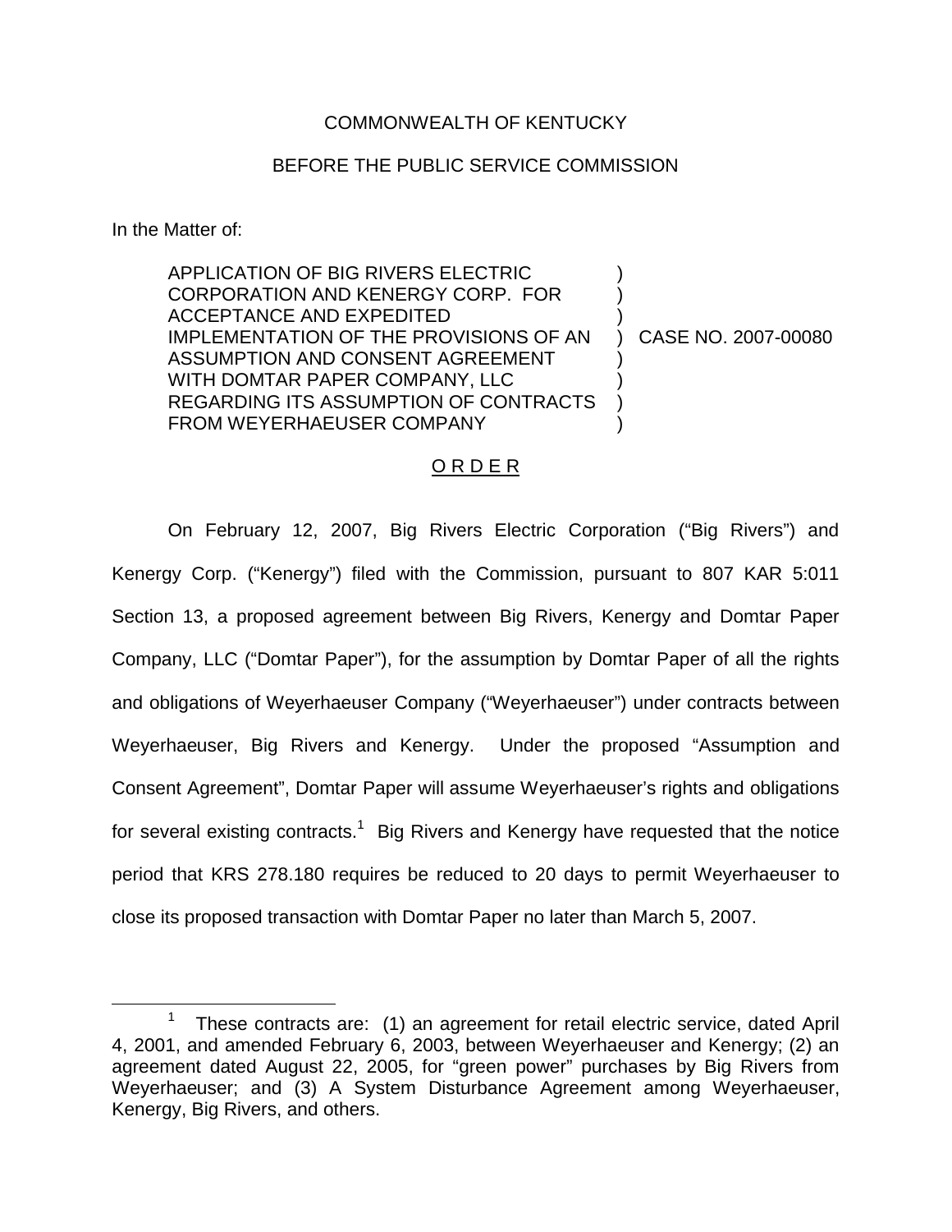COMMONWEALTH OF KENTUCKY

BEFORE THE PUBLIC SERVICE COMMISSION

In the Matter of:

| | | |
|---|---|---|
| APPLICATION OF BIG RIVERS ELECTRIC CORPORATION AND KENERGY CORP. FOR ACCEPTANCE AND EXPEDITED IMPLEMENTATION OF THE PROVISIONS OF AN ASSUMPTION AND CONSENT AGREEMENT WITH DOMTAR PAPER COMPANY, LLC REGARDING ITS ASSUMPTION OF CONTRACTS FROM WEYERHAEUSER COMPANY | ) | CASE NO. 2007-00080 |

O R D E R

On February 12, 2007, Big Rivers Electric Corporation ("Big Rivers") and Kenergy Corp. ("Kenergy") filed with the Commission, pursuant to 807 KAR 5:011 Section 13, a proposed agreement between Big Rivers, Kenergy and Domtar Paper Company, LLC ("Domtar Paper"), for the assumption by Domtar Paper of all the rights and obligations of Weyerhaeuser Company ("Weyerhaeuser") under contracts between Weyerhaeuser, Big Rivers and Kenergy. Under the proposed "Assumption and Consent Agreement", Domtar Paper will assume Weyerhaeuser's rights and obligations for several existing contracts.[1] Big Rivers and Kenergy have requested that the notice period that KRS 278.180 requires be reduced to 20 days to permit Weyerhaeuser to close its proposed transaction with Domtar Paper no later than March 5, 2007.

[1] These contracts are: (1) an agreement for retail electric service, dated April 4, 2001, and amended February 6, 2003, between Weyerhaeuser and Kenergy; (2) an agreement dated August 22, 2005, for "green power" purchases by Big Rivers from Weyerhaeuser; and (3) A System Disturbance Agreement among Weyerhaeuser, Kenergy, Big Rivers, and others.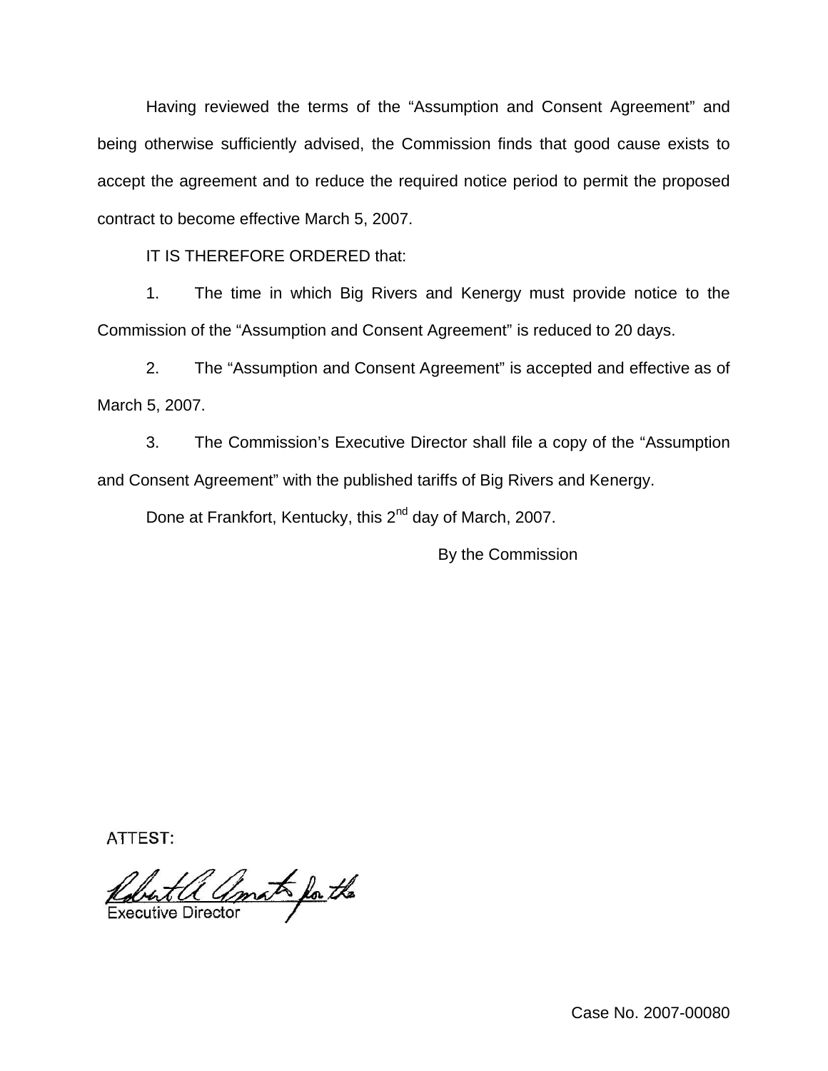Having reviewed the terms of the "Assumption and Consent Agreement" and being otherwise sufficiently advised, the Commission finds that good cause exists to accept the agreement and to reduce the required notice period to permit the proposed contract to become effective March 5, 2007.

IT IS THEREFORE ORDERED that:

1. The time in which Big Rivers and Kenergy must provide notice to the Commission of the "Assumption and Consent Agreement" is reduced to 20 days.

2. The "Assumption and Consent Agreement" is accepted and effective as of March 5, 2007.

3. The Commission's Executive Director shall file a copy of the "Assumption and Consent Agreement" with the published tariffs of Big Rivers and Kenergy.

Done at Frankfort, Kentucky, this 2nd day of March, 2007.

By the Commission

ATTEST:

Robert A. Amato for the
Executive Director

Case No. 2007-00080